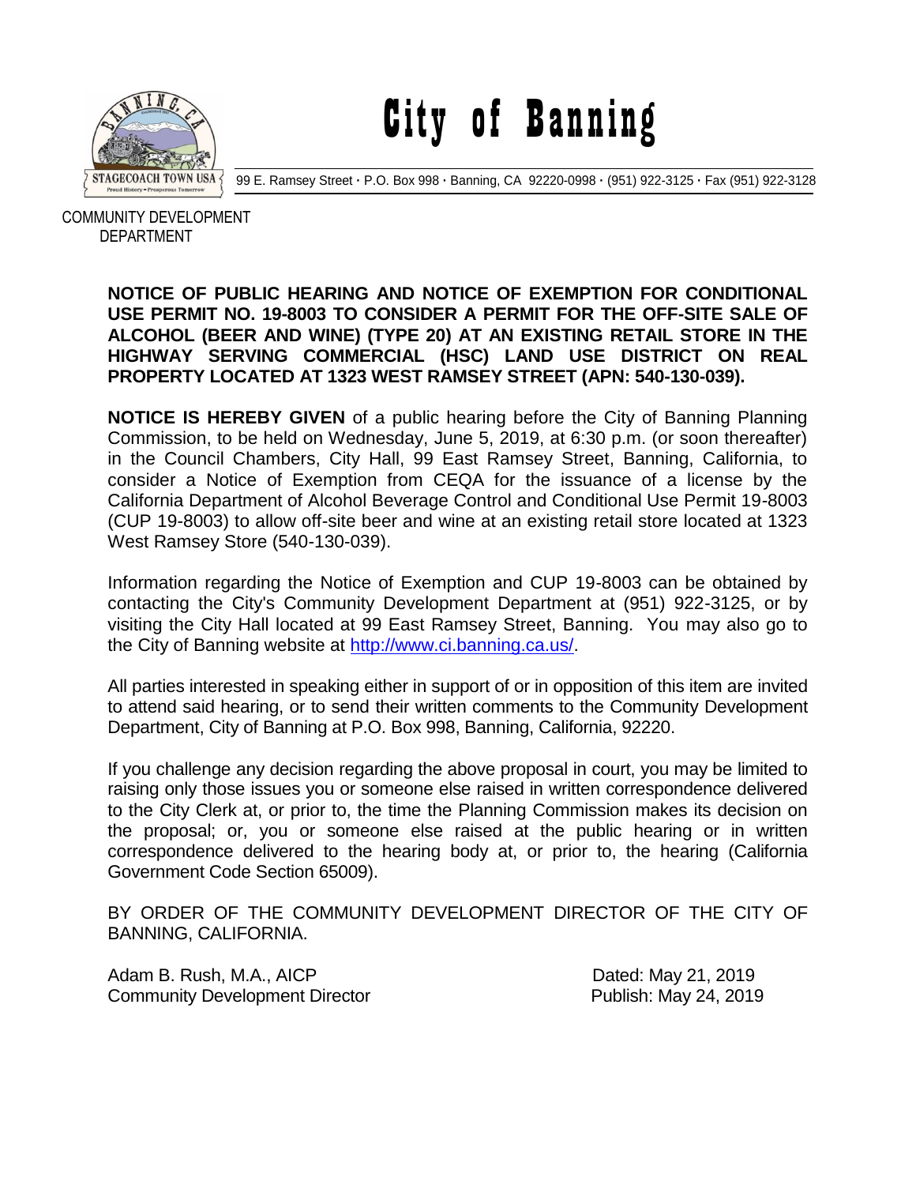# City of Banning

STAGECOACH TOWN USA
Proud History • Prosperous Tomorrow

99 E. Ramsey Street · P.O. Box 998 · Banning, CA 92220-0998 · (951) 922-3125 · Fax (951) 922-3128

COMMUNITY DEVELOPMENT DEPARTMENT

**NOTICE OF PUBLIC HEARING AND NOTICE OF EXEMPTION FOR CONDITIONAL USE PERMIT NO. 19-8003 TO CONSIDER A PERMIT FOR THE OFF-SITE SALE OF ALCOHOL (BEER AND WINE) (TYPE 20) AT AN EXISTING RETAIL STORE IN THE HIGHWAY SERVING COMMERCIAL (HSC) LAND USE DISTRICT ON REAL PROPERTY LOCATED AT 1323 WEST RAMSEY STREET (APN: 540-130-039).**

**NOTICE IS HEREBY GIVEN** of a public hearing before the City of Banning Planning Commission, to be held on Wednesday, June 5, 2019, at 6:30 p.m. (or soon thereafter) in the Council Chambers, City Hall, 99 East Ramsey Street, Banning, California, to consider a Notice of Exemption from CEQA for the issuance of a license by the California Department of Alcohol Beverage Control and Conditional Use Permit 19-8003 (CUP 19-8003) to allow off-site beer and wine at an existing retail store located at 1323 West Ramsey Store (540-130-039).

Information regarding the Notice of Exemption and CUP 19-8003 can be obtained by contacting the City's Community Development Department at (951) 922-3125, or by visiting the City Hall located at 99 East Ramsey Street, Banning. You may also go to the City of Banning website at http://www.ci.banning.ca.us/.

All parties interested in speaking either in support of or in opposition of this item are invited to attend said hearing, or to send their written comments to the Community Development Department, City of Banning at P.O. Box 998, Banning, California, 92220.

If you challenge any decision regarding the above proposal in court, you may be limited to raising only those issues you or someone else raised in written correspondence delivered to the City Clerk at, or prior to, the time the Planning Commission makes its decision on the proposal; or, you or someone else raised at the public hearing or in written correspondence delivered to the hearing body at, or prior to, the hearing (California Government Code Section 65009).

BY ORDER OF THE COMMUNITY DEVELOPMENT DIRECTOR OF THE CITY OF BANNING, CALIFORNIA.

Adam B. Rush, M.A., AICP
Community Development Director

Dated: May 21, 2019
Publish: May 24, 2019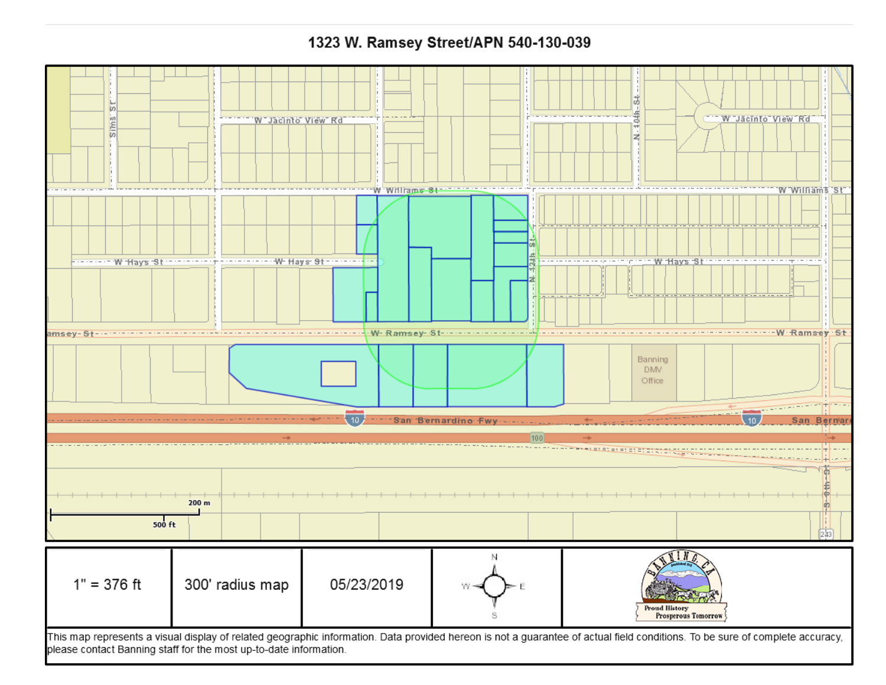# 1323 W. Ramsey Street/APN 540-130-039

W Jacinto View Rd
Sims St
N 10th St
W Jacinto View Rd
W Williams St
W Williams St
W Hays St
W Hays St
N 12th St
W Hays St
amsey St
W Ramsey St
W Ramsey St
Banning DMV Office
10
San Bernardino Fwy
10
San Bernar
100
S 8th St
243
200 m
500 ft

| | | | | |
|---|---|---|---|---|
| 1" = 376 ft | 300' radius map | 05/23/2019 | N W E S | BANNING, CA Proud History Prosperous Tomorrow |

This map represents a visual display of related geographic information. Data provided hereon is not a guarantee of actual field conditions. To be sure of complete accuracy, please contact Banning staff for the most up-to-date information.